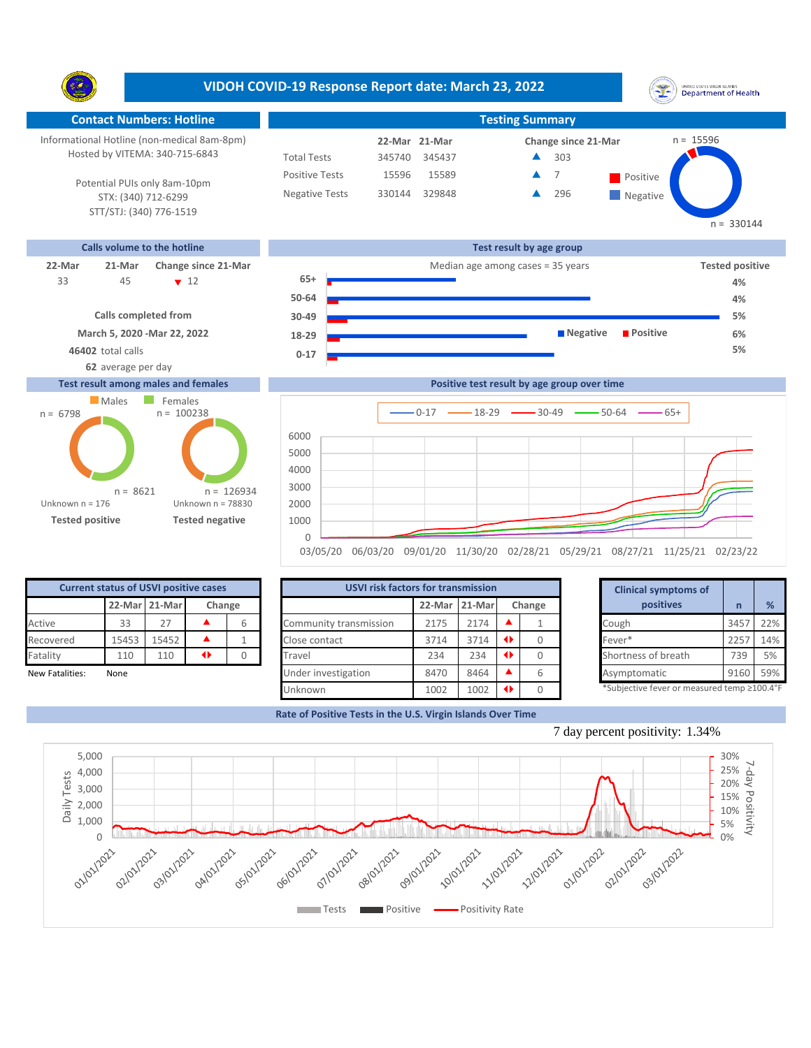# VIDOH COVID-19 Response Report date: March 23, 2022

## Contact Numbers: Hotline

Informational Hotline (non-medical 8am-8pm)
Hosted by VITEMA: 340-715-6843

Potential PUIs only 8am-10pm
STX: (340) 712-6299
STT/STJ: (340) 776-1519

## Testing Summary

| | 22-Mar | 21-Mar | Change since 21-Mar |
|---|---|---|---|
| Total Tests | 345740 | 345437 | ▲ 303 |
| Positive Tests | 15596 | 15589 | ▲ 7 |
| Negative Tests | 330144 | 329848 | ▲ 296 |

Positive n = 15596; Negative n = 330144

## Calls volume to the hotline

| 22-Mar | 21-Mar | Change since 21-Mar |
|---|---|---|
| 33 | 45 | ▼ 12 |

**Calls completed from**
**March 5, 2020 -Mar 22, 2022**
**46402** total calls
**62** average per day

## Test result by age group

Median age among cases = 35 years

| Age group | Tested positive |
|---|---|
| 65+ | 4% |
| 50-64 | 4% |
| 30-49 | 5% |
| 18-29 | 6% |
| 0-17 | 5% |

## Test result among males and females

| | Males | Females |
|---|---|---|
| Tested positive | n = 6798 | n = 8621 |
| Tested negative | n = 100238 | n = 126934 |

Tested positive: Unknown n = 176
Tested negative: Unknown n = 78830

## Positive test result by age group over time

Legend: 0-17, 18-29, 30-49, 50-64, 65+

## Current status of USVI positive cases

| | 22-Mar | 21-Mar | Change |
|---|---|---|---|
| Active | 33 | 27 | ▲ 6 |
| Recovered | 15453 | 15452 | ▲ 1 |
| Fatality | 110 | 110 | ◆ 0 |

New Fatalities: None

## USVI risk factors for transmission

| | 22-Mar | 21-Mar | Change |
|---|---|---|---|
| Community transmission | 2175 | 2174 | ▲ 1 |
| Close contact | 3714 | 3714 | ◆ 0 |
| Travel | 234 | 234 | ◆ 0 |
| Under investigation | 8470 | 8464 | ▲ 6 |
| Unknown | 1002 | 1002 | ◆ 0 |

## Clinical symptoms of positives

| | n | % |
|---|---|---|
| Cough | 3457 | 22% |
| Fever* | 2257 | 14% |
| Shortness of breath | 739 | 5% |
| Asymptomatic | 9160 | 59% |

*Subjective fever or measured temp ≥100.4°F

## Rate of Positive Tests in the U.S. Virgin Islands Over Time

7 day percent positivity: 1.34%

Legend: Tests, Positive, Positivity Rate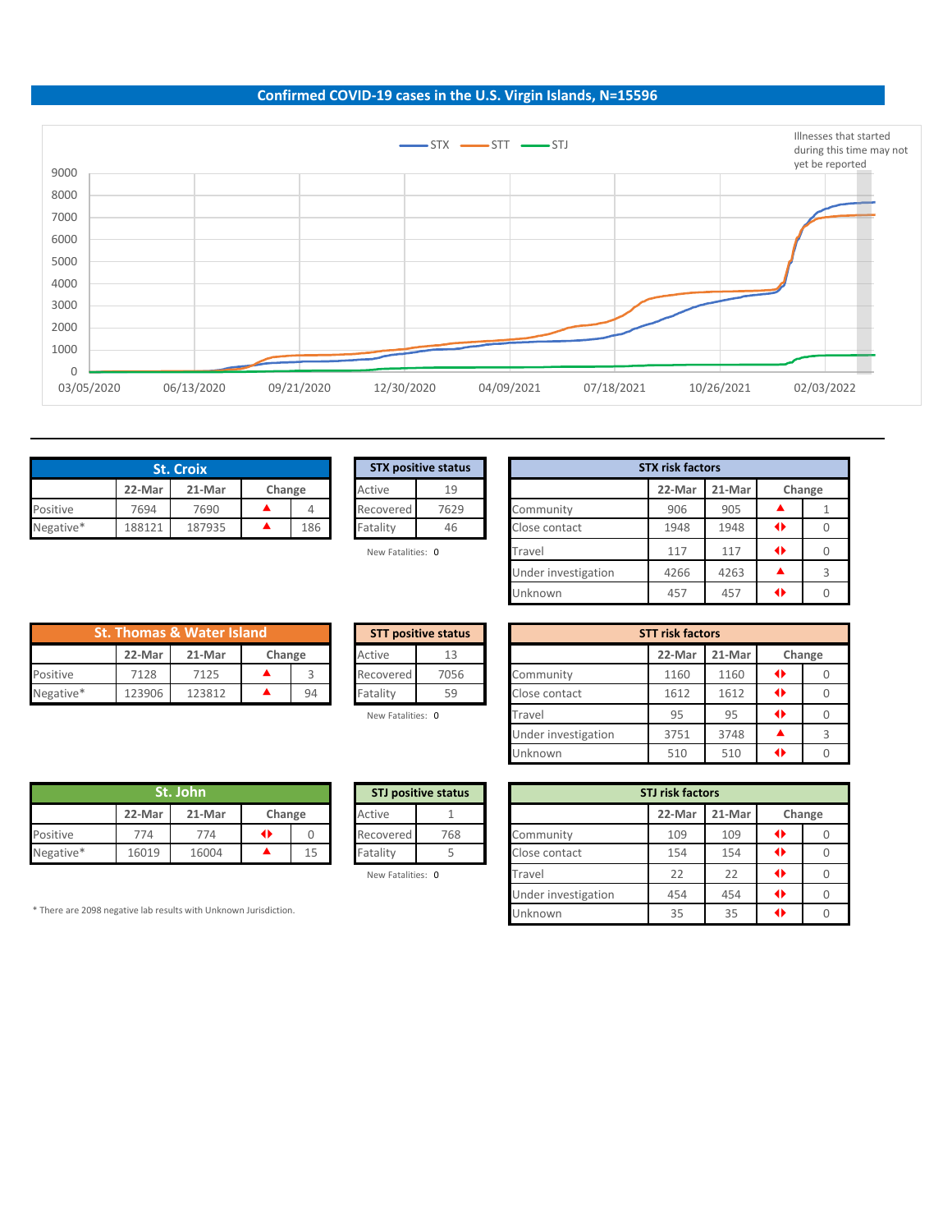## Confirmed COVID-19 cases in the U.S. Virgin Islands, N=15596

STX STT STJ

Illnesses that started during this time may not yet be reported

9000
8000
7000
6000
5000
4000
3000
2000
1000
0

03/05/2020 06/13/2020 09/21/2020 12/30/2020 04/09/2021 07/18/2021 10/26/2021 02/03/2022

| St. Croix | 22-Mar | 21-Mar | Change | |
|---|---|---|---|---|
| Positive | 7694 | 7690 | ▲ | 4 |
| Negative* | 188121 | 187935 | ▲ | 186 |

| STX positive status | |
|---|---|
| Active | 19 |
| Recovered | 7629 |
| Fatality | 46 |

New Fatalities: 0

| STX risk factors | 22-Mar | 21-Mar | Change | |
|---|---|---|---|---|
| Community | 906 | 905 | ▲ | 1 |
| Close contact | 1948 | 1948 | ◆ | 0 |
| Travel | 117 | 117 | ◆ | 0 |
| Under investigation | 4266 | 4263 | ▲ | 3 |
| Unknown | 457 | 457 | ◆ | 0 |

| St. Thomas & Water Island | 22-Mar | 21-Mar | Change | |
|---|---|---|---|---|
| Positive | 7128 | 7125 | ▲ | 3 |
| Negative* | 123906 | 123812 | ▲ | 94 |

| STT positive status | |
|---|---|
| Active | 13 |
| Recovered | 7056 |
| Fatality | 59 |

New Fatalities: 0

| STT risk factors | 22-Mar | 21-Mar | Change | |
|---|---|---|---|---|
| Community | 1160 | 1160 | ◆ | 0 |
| Close contact | 1612 | 1612 | ◆ | 0 |
| Travel | 95 | 95 | ◆ | 0 |
| Under investigation | 3751 | 3748 | ▲ | 3 |
| Unknown | 510 | 510 | ◆ | 0 |

| St. John | 22-Mar | 21-Mar | Change | |
|---|---|---|---|---|
| Positive | 774 | 774 | ◆ | 0 |
| Negative* | 16019 | 16004 | ▲ | 15 |

| STJ positive status | |
|---|---|
| Active | 1 |
| Recovered | 768 |
| Fatality | 5 |

New Fatalities: 0

| STJ risk factors | 22-Mar | 21-Mar | Change | |
|---|---|---|---|---|
| Community | 109 | 109 | ◆ | 0 |
| Close contact | 154 | 154 | ◆ | 0 |
| Travel | 22 | 22 | ◆ | 0 |
| Under investigation | 454 | 454 | ◆ | 0 |
| Unknown | 35 | 35 | ◆ | 0 |

* There are 2098 negative lab results with Unknown Jurisdiction.